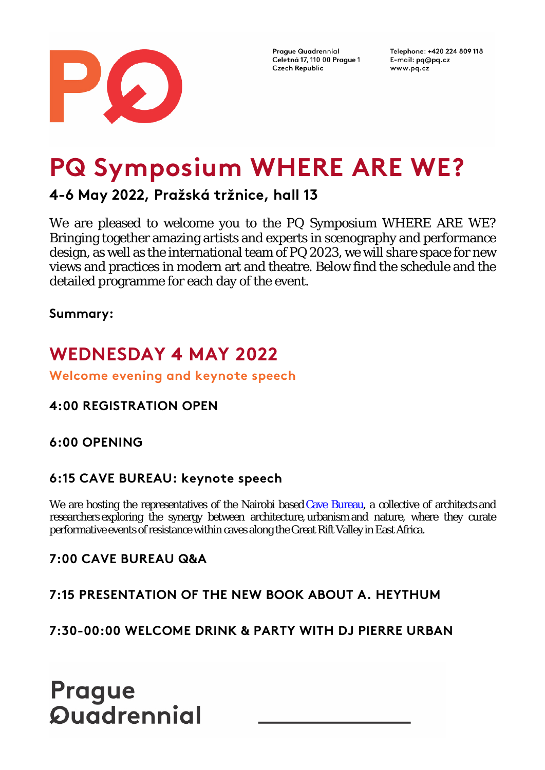Prague Quadrennial
Celetná 17, 110 00 Prague 1
Czech Republic

Telephone: +420 224 809 118
E-mail: pq@pq.cz
www.pq.cz

# PQ Symposium WHERE ARE WE?

## 4-6 May 2022, Pražská tržnice, hall 13

We are pleased to welcome you to the PQ Symposium WHERE ARE WE? Bringing together amazing artists and experts in scenography and performance design, as well as the international team of PQ 2023, we will share space for new views and practices in modern art and theatre. Below find the schedule and the detailed programme for each day of the event.

**Summary:**

## WEDNESDAY 4 MAY 2022

**Welcome evening and keynote speech**

### 4:00 REGISTRATION OPEN

### 6:00 OPENING

### 6:15 CAVE BUREAU: keynote speech

We are hosting the representatives of the Nairobi based Cave Bureau, a collective of architects and researchers exploring the synergy between architecture, urbanism and nature, where they curate performative events of resistance within caves along the Great Rift Valley in East Africa.

### 7:00 CAVE BUREAU Q&A

### 7:15 PRESENTATION OF THE NEW BOOK ABOUT A. HEYTHUM

### 7:30-00:00 WELCOME DRINK & PARTY WITH DJ PIERRE URBAN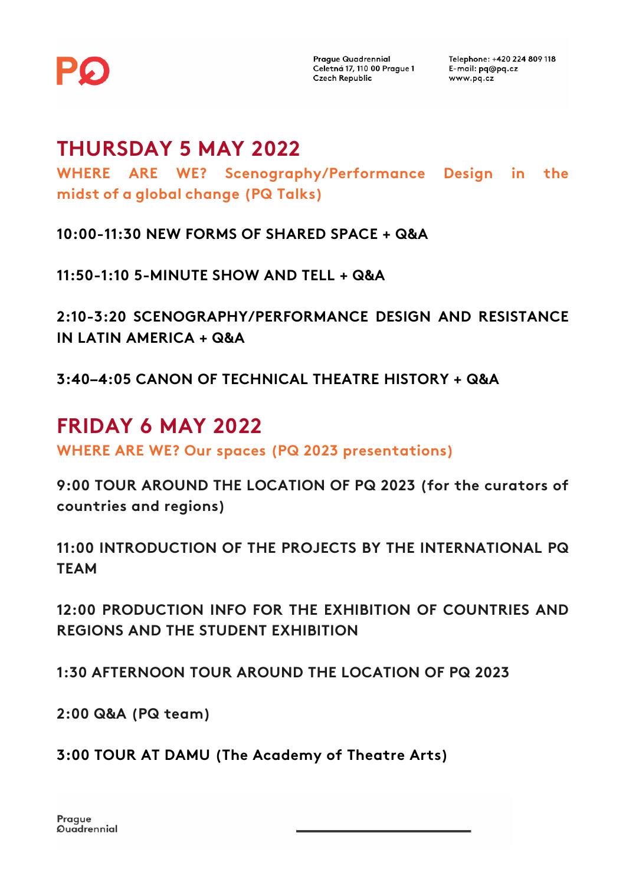## THURSDAY 5 MAY 2022

**WHERE ARE WE? Scenography/Performance Design in the midst of a global change (PQ Talks)**

**10:00-11:30 NEW FORMS OF SHARED SPACE + Q&A**

**11:50-1:10 5-MINUTE SHOW AND TELL + Q&A**

**2:10-3:20 SCENOGRAPHY/PERFORMANCE DESIGN AND RESISTANCE IN LATIN AMERICA + Q&A**

**3:40–4:05 CANON OF TECHNICAL THEATRE HISTORY + Q&A**

## FRIDAY 6 MAY 2022

**WHERE ARE WE? Our spaces (PQ 2023 presentations)**

**9:00 TOUR AROUND THE LOCATION OF PQ 2023 (for the curators of countries and regions)**

**11:00 INTRODUCTION OF THE PROJECTS BY THE INTERNATIONAL PQ TEAM**

**12:00 PRODUCTION INFO FOR THE EXHIBITION OF COUNTRIES AND REGIONS AND THE STUDENT EXHIBITION**

**1:30 AFTERNOON TOUR AROUND THE LOCATION OF PQ 2023**

**2:00 Q&A (PQ team)**

**3:00 TOUR AT DAMU (The Academy of Theatre Arts)**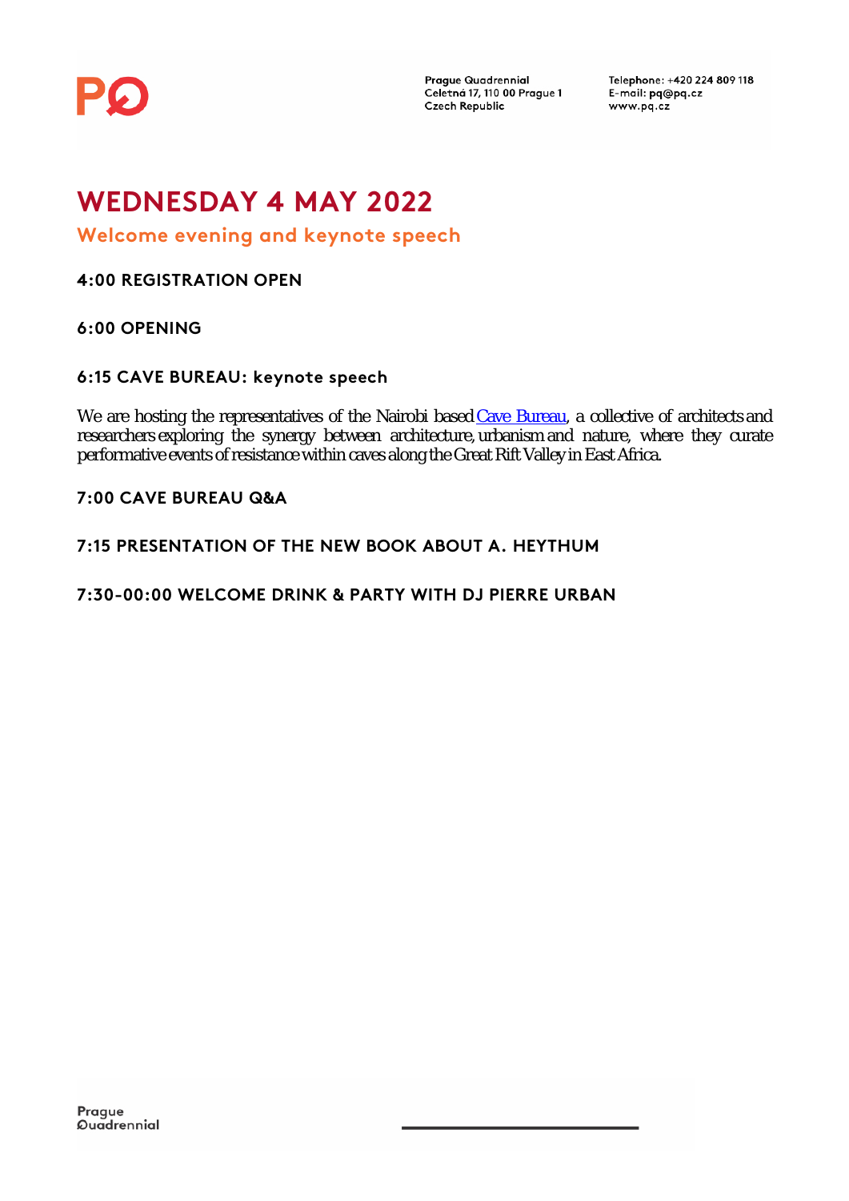# WEDNESDAY 4 MAY 2022

## Welcome evening and keynote speech

### 4:00 REGISTRATION OPEN

### 6:00 OPENING

### 6:15 CAVE BUREAU: keynote speech

We are hosting the representatives of the Nairobi based Cave Bureau, a collective of architects and researchers exploring the synergy between architecture, urbanism and nature, where they curate performative events of resistance within caves along the Great Rift Valley in East Africa.

### 7:00 CAVE BUREAU Q&A

### 7:15 PRESENTATION OF THE NEW BOOK ABOUT A. HEYTHUM

### 7:30-00:00 WELCOME DRINK & PARTY WITH DJ PIERRE URBAN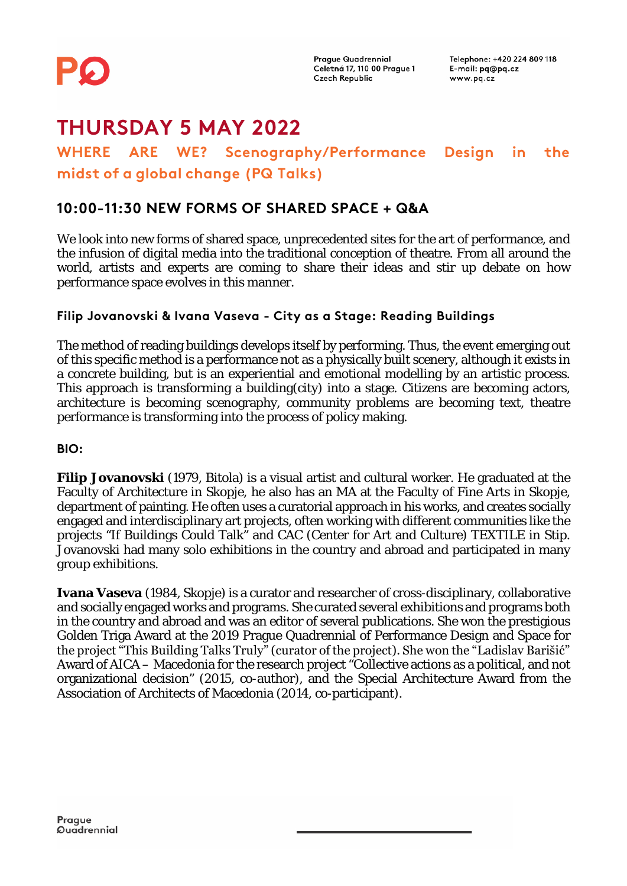# THURSDAY 5 MAY 2022

## WHERE ARE WE? Scenography/Performance Design in the midst of a global change (PQ Talks)

### 10:00-11:30 NEW FORMS OF SHARED SPACE + Q&A

We look into new forms of shared space, unprecedented sites for the art of performance, and the infusion of digital media into the traditional conception of theatre. From all around the world, artists and experts are coming to share their ideas and stir up debate on how performance space evolves in this manner.

#### Filip Jovanovski & Ivana Vaseva - City as a Stage: Reading Buildings

The method of reading buildings develops itself by performing. Thus, the event emerging out of this specific method is a performance not as a physically built scenery, although it exists in a concrete building, but is an experiential and emotional modelling by an artistic process. This approach is transforming a building(city) into a stage. Citizens are becoming actors, architecture is becoming scenography, community problems are becoming text, theatre performance is transforming into the process of policy making.

**BIO:**

**Filip Jovanovski** (1979, Bitola) is a visual artist and cultural worker. He graduated at the Faculty of Architecture in Skopje, he also has an MA at the Faculty of Fine Arts in Skopje, department of painting. He often uses a curatorial approach in his works, and creates socially engaged and interdisciplinary art projects, often working with different communities like the projects "If Buildings Could Talk" and CAC (Center for Art and Culture) TEXTILE in Stip. Jovanovski had many solo exhibitions in the country and abroad and participated in many group exhibitions.

**Ivana Vaseva** (1984, Skopje) is a curator and researcher of cross-disciplinary, collaborative and socially engaged works and programs. She curated several exhibitions and programs both in the country and abroad and was an editor of several publications. She won the prestigious Golden Triga Award at the 2019 Prague Quadrennial of Performance Design and Space for the project "This Building Talks Truly" (curator of the project). She won the "Ladislav Barišić" Award of AICA – Macedonia for the research project "Collective actions as a political, and not organizational decision" (2015, co-author), and the Special Architecture Award from the Association of Architects of Macedonia (2014, co-participant).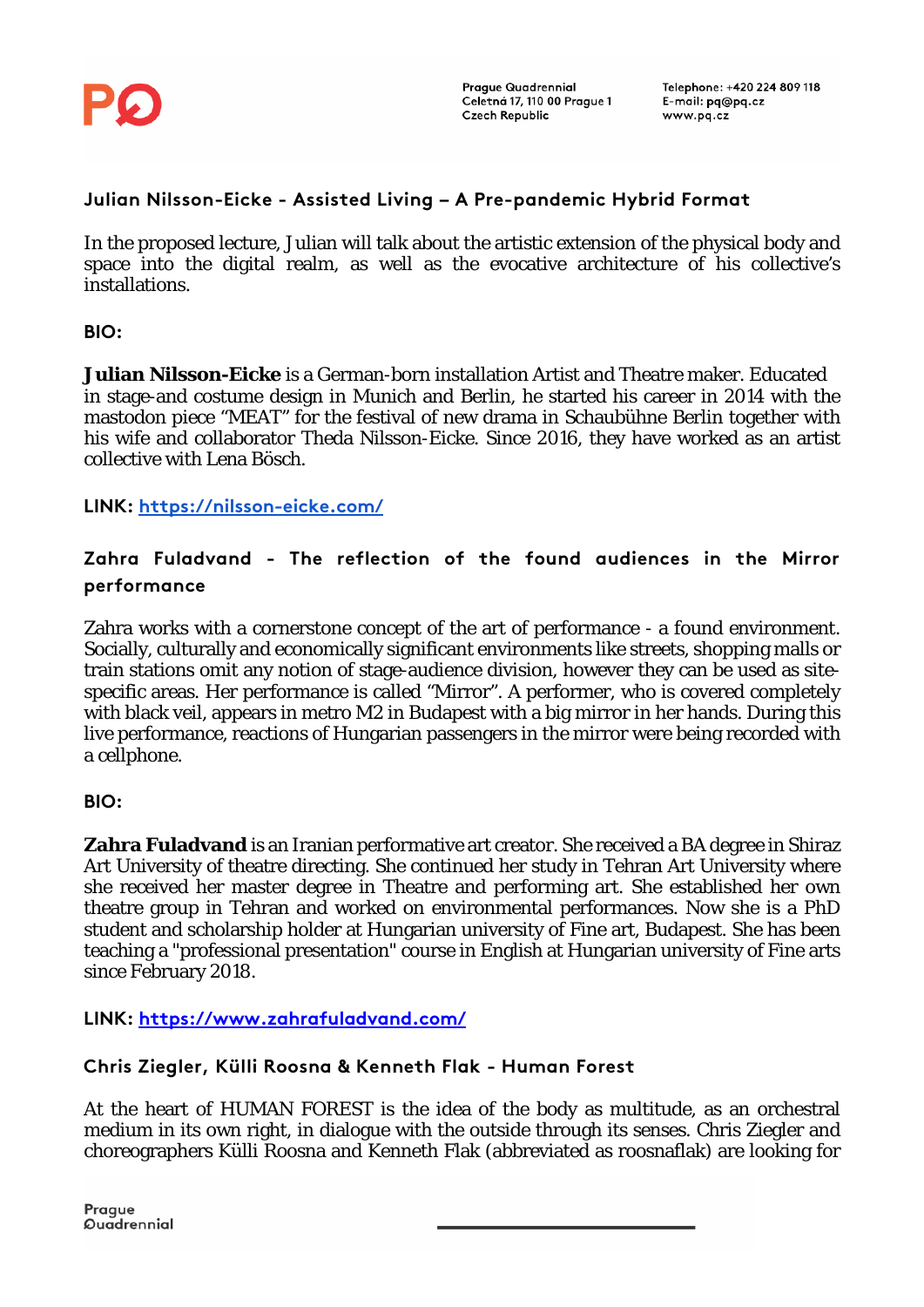### Julian Nilsson-Eicke - Assisted Living – A Pre-pandemic Hybrid Format

In the proposed lecture, Julian will talk about the artistic extension of the physical body and space into the digital realm, as well as the evocative architecture of his collective's installations.

**BIO:**

**Julian Nilsson-Eicke** is a German-born installation Artist and Theatre maker. Educated in stage-and costume design in Munich and Berlin, he started his career in 2014 with the mastodon piece "MEAT" for the festival of new drama in Schaubühne Berlin together with his wife and collaborator Theda Nilsson-Eicke. Since 2016, they have worked as an artist collective with Lena Bösch.

**LINK:** https://nilsson-eicke.com/

### Zahra Fuladvand - The reflection of the found audiences in the Mirror performance

Zahra works with a cornerstone concept of the art of performance - a found environment. Socially, culturally and economically significant environments like streets, shopping malls or train stations omit any notion of stage-audience division, however they can be used as site-specific areas. Her performance is called "Mirror". A performer, who is covered completely with black veil, appears in metro M2 in Budapest with a big mirror in her hands. During this live performance, reactions of Hungarian passengers in the mirror were being recorded with a cellphone.

**BIO:**

**Zahra Fuladvand** is an Iranian performative art creator. She received a BA degree in Shiraz Art University of theatre directing. She continued her study in Tehran Art University where she received her master degree in Theatre and performing art. She established her own theatre group in Tehran and worked on environmental performances. Now she is a PhD student and scholarship holder at Hungarian university of Fine art, Budapest. She has been teaching a "professional presentation" course in English at Hungarian university of Fine arts since February 2018.

**LINK:** https://www.zahrafuladvand.com/

### Chris Ziegler, Külli Roosna & Kenneth Flak - Human Forest

At the heart of HUMAN FOREST is the idea of the body as multitude, as an orchestral medium in its own right, in dialogue with the outside through its senses. Chris Ziegler and choreographers Külli Roosna and Kenneth Flak (abbreviated as roosnaflak) are looking for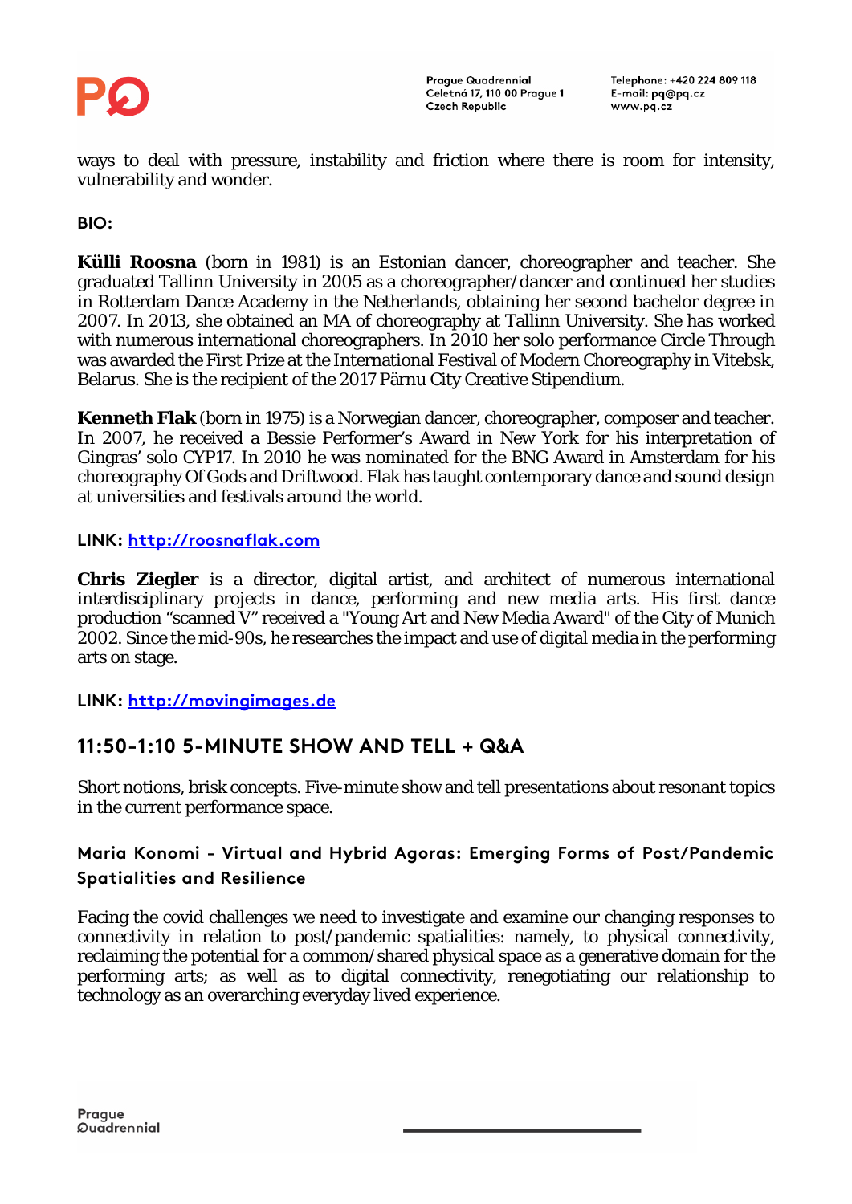ways to deal with pressure, instability and friction where there is room for intensity, vulnerability and wonder.

**BIO:**

**Külli Roosna** (born in 1981) is an Estonian dancer, choreographer and teacher. She graduated Tallinn University in 2005 as a choreographer/dancer and continued her studies in Rotterdam Dance Academy in the Netherlands, obtaining her second bachelor degree in 2007. In 2013, she obtained an MA of choreography at Tallinn University. She has worked with numerous international choreographers. In 2010 her solo performance Circle Through was awarded the First Prize at the International Festival of Modern Choreography in Vitebsk, Belarus. She is the recipient of the 2017 Pärnu City Creative Stipendium.

**Kenneth Flak** (born in 1975) is a Norwegian dancer, choreographer, composer and teacher. In 2007, he received a Bessie Performer's Award in New York for his interpretation of Gingras' solo CYP17. In 2010 he was nominated for the BNG Award in Amsterdam for his choreography Of Gods and Driftwood. Flak has taught contemporary dance and sound design at universities and festivals around the world.

**LINK:** [http://roosnaflak.com](http://roosnaflak.com)

**Chris Ziegler** is a director, digital artist, and architect of numerous international interdisciplinary projects in dance, performing and new media arts. His first dance production "scanned V" received a "Young Art and New Media Award" of the City of Munich 2002. Since the mid-90s, he researches the impact and use of digital media in the performing arts on stage.

**LINK:** [http://movingimages.de](http://movingimages.de)

## 11:50-1:10 5-MINUTE SHOW AND TELL + Q&A

Short notions, brisk concepts. Five-minute show and tell presentations about resonant topics in the current performance space.

### Maria Konomi - Virtual and Hybrid Agoras: Emerging Forms of Post/Pandemic Spatialities and Resilience

Facing the covid challenges we need to investigate and examine our changing responses to connectivity in relation to post/pandemic spatialities: namely, to physical connectivity, reclaiming the potential for a common/shared physical space as a generative domain for the performing arts; as well as to digital connectivity, renegotiating our relationship to technology as an overarching everyday lived experience.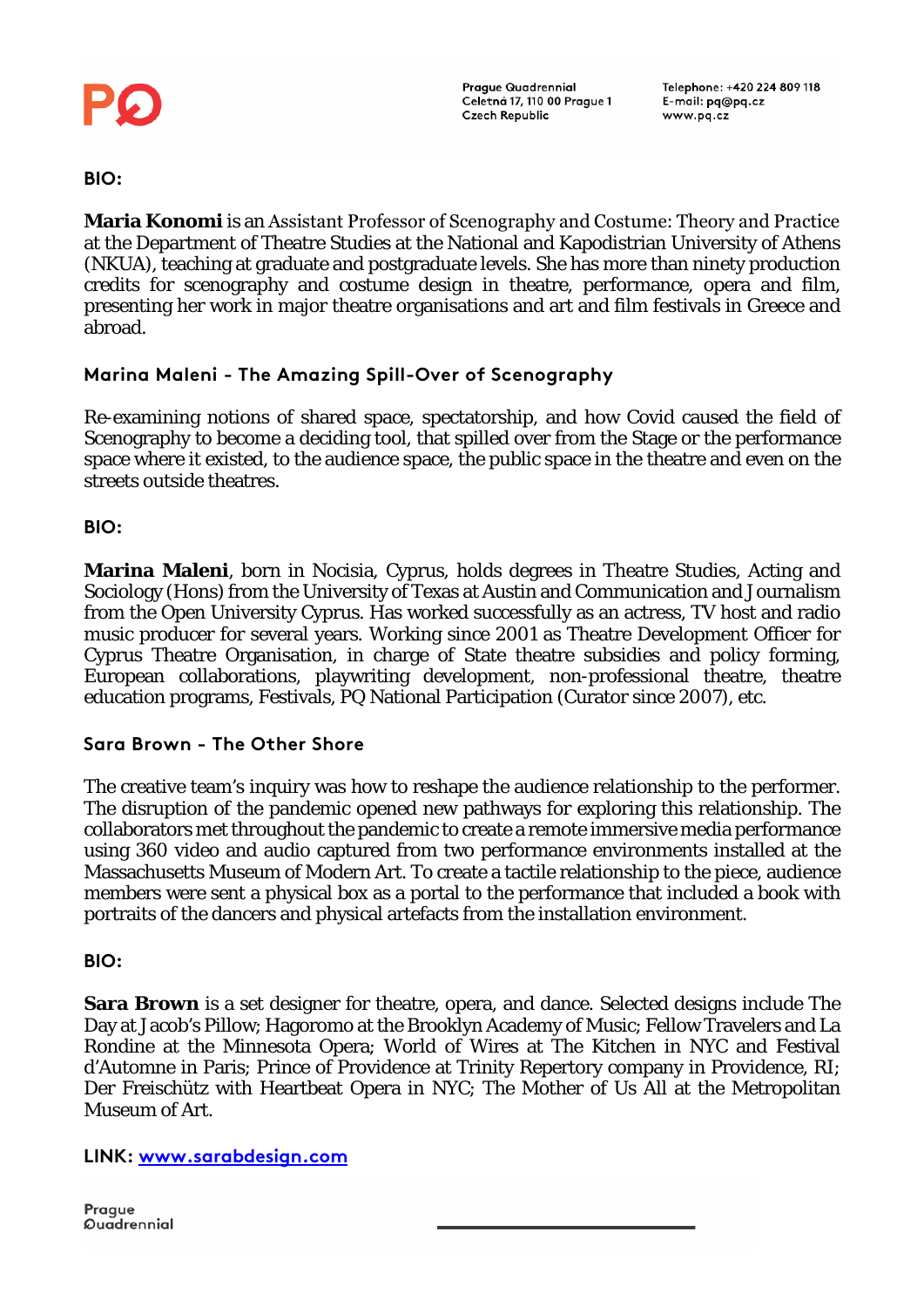**BIO:**

**Maria Konomi** is an Assistant Professor of Scenography and Costume: Theory and Practice at the Department of Theatre Studies at the National and Kapodistrian University of Athens (NKUA), teaching at graduate and postgraduate levels. She has more than ninety production credits for scenography and costume design in theatre, performance, opera and film, presenting her work in major theatre organisations and art and film festivals in Greece and abroad.

### Marina Maleni - The Amazing Spill-Over of Scenography

Re-examining notions of shared space, spectatorship, and how Covid caused the field of Scenography to become a deciding tool, that spilled over from the Stage or the performance space where it existed, to the audience space, the public space in the theatre and even on the streets outside theatres.

**BIO:**

**Marina Maleni**, born in Nocisia, Cyprus, holds degrees in Theatre Studies, Acting and Sociology (Hons) from the University of Texas at Austin and Communication and Journalism from the Open University Cyprus. Has worked successfully as an actress, TV host and radio music producer for several years. Working since 2001 as Theatre Development Officer for Cyprus Theatre Organisation, in charge of State theatre subsidies and policy forming, European collaborations, playwriting development, non-professional theatre, theatre education programs, Festivals, PQ National Participation (Curator since 2007), etc.

### Sara Brown - The Other Shore

The creative team's inquiry was how to reshape the audience relationship to the performer. The disruption of the pandemic opened new pathways for exploring this relationship. The collaborators met throughout the pandemic to create a remote immersive media performance using 360 video and audio captured from two performance environments installed at the Massachusetts Museum of Modern Art. To create a tactile relationship to the piece, audience members were sent a physical box as a portal to the performance that included a book with portraits of the dancers and physical artefacts from the installation environment.

**BIO:**

**Sara Brown** is a set designer for theatre, opera, and dance. Selected designs include The Day at Jacob's Pillow; Hagoromo at the Brooklyn Academy of Music; Fellow Travelers and La Rondine at the Minnesota Opera; World of Wires at The Kitchen in NYC and Festival d'Automne in Paris; Prince of Providence at Trinity Repertory company in Providence, RI; Der Freischütz with Heartbeat Opera in NYC; The Mother of Us All at the Metropolitan Museum of Art.

**LINK:** [www.sarabdesign.com](http://www.sarabdesign.com)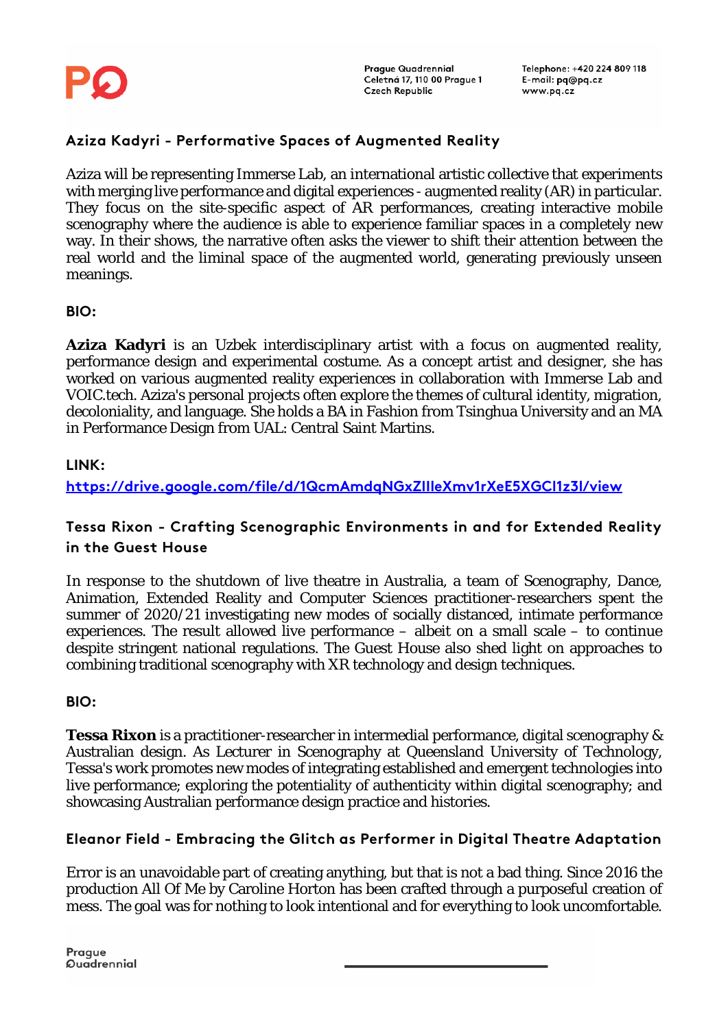## Aziza Kadyri - Performative Spaces of Augmented Reality

Aziza will be representing Immerse Lab, an international artistic collective that experiments with merging live performance and digital experiences - augmented reality (AR) in particular. They focus on the site-specific aspect of AR performances, creating interactive mobile scenography where the audience is able to experience familiar spaces in a completely new way. In their shows, the narrative often asks the viewer to shift their attention between the real world and the liminal space of the augmented world, generating previously unseen meanings.

**BIO:**

**Aziza Kadyri** is an Uzbek interdisciplinary artist with a focus on augmented reality, performance design and experimental costume. As a concept artist and designer, she has worked on various augmented reality experiences in collaboration with Immerse Lab and VOIC.tech. Aziza's personal projects often explore the themes of cultural identity, migration, decoloniality, and language. She holds a BA in Fashion from Tsinghua University and an MA in Performance Design from UAL: Central Saint Martins.

**LINK:**

https://drive.google.com/file/d/1QcmAmdqNGxZIIIeXmv1rXeE5XGCl1z3l/view

## Tessa Rixon - Crafting Scenographic Environments in and for Extended Reality in the Guest House

In response to the shutdown of live theatre in Australia, a team of Scenography, Dance, Animation, Extended Reality and Computer Sciences practitioner-researchers spent the summer of 2020/21 investigating new modes of socially distanced, intimate performance experiences. The result allowed live performance – albeit on a small scale – to continue despite stringent national regulations. The Guest House also shed light on approaches to combining traditional scenography with XR technology and design techniques.

**BIO:**

**Tessa Rixon** is a practitioner-researcher in intermedial performance, digital scenography & Australian design. As Lecturer in Scenography at Queensland University of Technology, Tessa's work promotes new modes of integrating established and emergent technologies into live performance; exploring the potentiality of authenticity within digital scenography; and showcasing Australian performance design practice and histories.

## Eleanor Field - Embracing the Glitch as Performer in Digital Theatre Adaptation

Error is an unavoidable part of creating anything, but that is not a bad thing. Since 2016 the production All Of Me by Caroline Horton has been crafted through a purposeful creation of mess. The goal was for nothing to look intentional and for everything to look uncomfortable.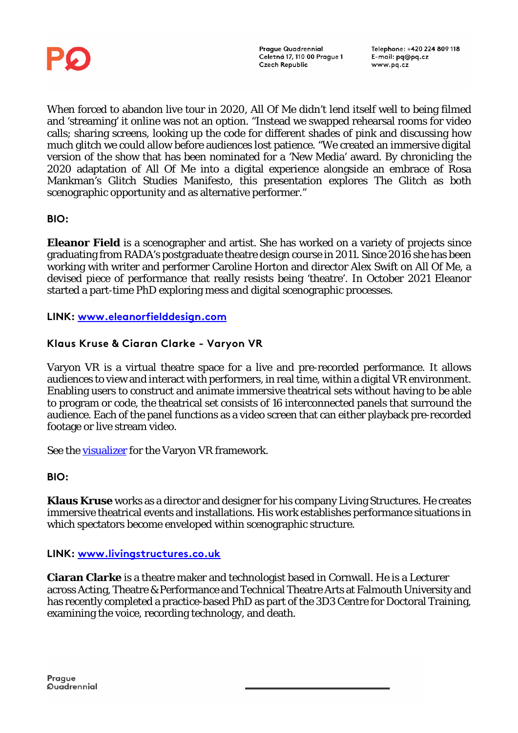When forced to abandon live tour in 2020, All Of Me didn't lend itself well to being filmed and 'streaming' it online was not an option. "Instead we swapped rehearsal rooms for video calls; sharing screens, looking up the code for different shades of pink and discussing how much glitch we could allow before audiences lost patience. "We created an immersive digital version of the show that has been nominated for a 'New Media' award. By chronicling the 2020 adaptation of All Of Me into a digital experience alongside an embrace of Rosa Mankman's Glitch Studies Manifesto, this presentation explores The Glitch as both scenographic opportunity and as alternative performer."

**BIO:**

**Eleanor Field** is a scenographer and artist. She has worked on a variety of projects since graduating from RADA's postgraduate theatre design course in 2011. Since 2016 she has been working with writer and performer Caroline Horton and director Alex Swift on All Of Me, a devised piece of performance that really resists being 'theatre'. In October 2021 Eleanor started a part-time PhD exploring mess and digital scenographic processes.

**LINK:** [www.eleanorfielddesign.com](http://www.eleanorfielddesign.com)

### Klaus Kruse & Ciaran Clarke - Varyon VR

Varyon VR is a virtual theatre space for a live and pre-recorded performance. It allows audiences to view and interact with performers, in real time, within a digital VR environment. Enabling users to construct and animate immersive theatrical sets without having to be able to program or code, the theatrical set consists of 16 interconnected panels that surround the audience. Each of the panel functions as a video screen that can either playback pre-recorded footage or live stream video.

See the visualizer for the Varyon VR framework.

**BIO:**

**Klaus Kruse** works as a director and designer for his company Living Structures. He creates immersive theatrical events and installations. His work establishes performance situations in which spectators become enveloped within scenographic structure.

**LINK:** [www.livingstructures.co.uk](http://www.livingstructures.co.uk)

**Ciaran Clarke** is a theatre maker and technologist based in Cornwall. He is a Lecturer across Acting, Theatre & Performance and Technical Theatre Arts at Falmouth University and has recently completed a practice-based PhD as part of the 3D3 Centre for Doctoral Training, examining the voice, recording technology, and death.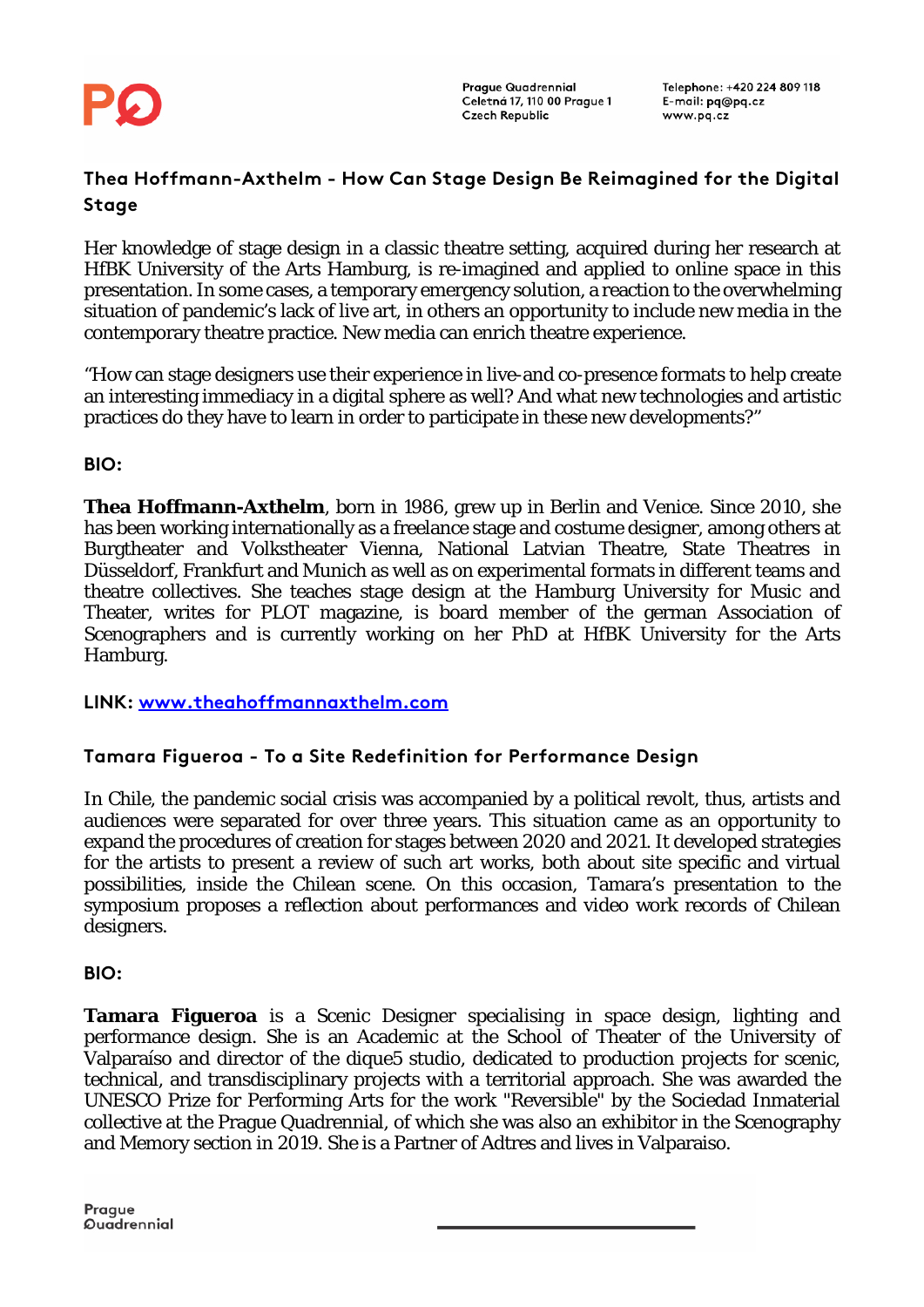## Thea Hoffmann-Axthelm - How Can Stage Design Be Reimagined for the Digital Stage

Her knowledge of stage design in a classic theatre setting, acquired during her research at HfBK University of the Arts Hamburg, is re-imagined and applied to online space in this presentation. In some cases, a temporary emergency solution, a reaction to the overwhelming situation of pandemic's lack of live art, in others an opportunity to include new media in the contemporary theatre practice. New media can enrich theatre experience.

"How can stage designers use their experience in live-and co-presence formats to help create an interesting immediacy in a digital sphere as well? And what new technologies and artistic practices do they have to learn in order to participate in these new developments?"

**BIO:**

**Thea Hoffmann-Axthelm**, born in 1986, grew up in Berlin and Venice. Since 2010, she has been working internationally as a freelance stage and costume designer, among others at Burgtheater and Volkstheater Vienna, National Latvian Theatre, State Theatres in Düsseldorf, Frankfurt and Munich as well as on experimental formats in different teams and theatre collectives. She teaches stage design at the Hamburg University for Music and Theater, writes for PLOT magazine, is board member of the german Association of Scenographers and is currently working on her PhD at HfBK University for the Arts Hamburg.

**LINK:** www.theahoffmannaxthelm.com

## Tamara Figueroa - To a Site Redefinition for Performance Design

In Chile, the pandemic social crisis was accompanied by a political revolt, thus, artists and audiences were separated for over three years. This situation came as an opportunity to expand the procedures of creation for stages between 2020 and 2021. It developed strategies for the artists to present a review of such art works, both about site specific and virtual possibilities, inside the Chilean scene. On this occasion, Tamara's presentation to the symposium proposes a reflection about performances and video work records of Chilean designers.

**BIO:**

**Tamara Figueroa** is a Scenic Designer specialising in space design, lighting and performance design. She is an Academic at the School of Theater of the University of Valparaíso and director of the dique5 studio, dedicated to production projects for scenic, technical, and transdisciplinary projects with a territorial approach. She was awarded the UNESCO Prize for Performing Arts for the work "Reversible" by the Sociedad Inmaterial collective at the Prague Quadrennial, of which she was also an exhibitor in the Scenography and Memory section in 2019. She is a Partner of Adtres and lives in Valparaiso.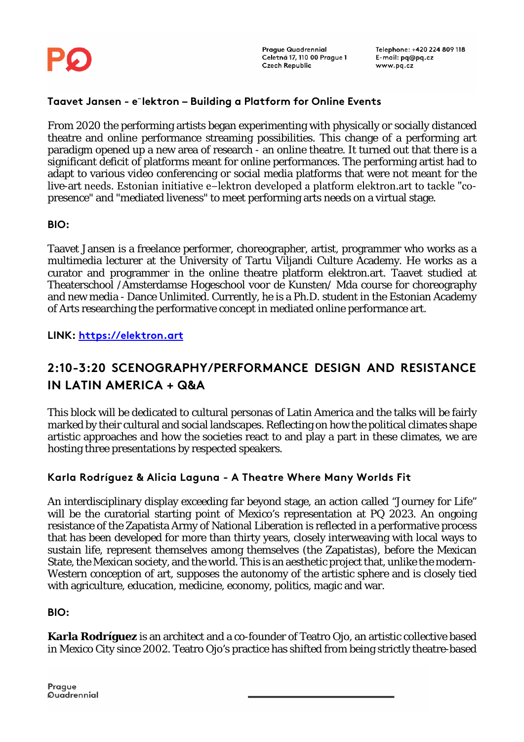### Taavet Jansen - e⁻lektron – Building a Platform for Online Events

From 2020 the performing artists began experimenting with physically or socially distanced theatre and online performance streaming possibilities. This change of a performing art paradigm opened up a new area of research - an online theatre. It turned out that there is a significant deficit of platforms meant for online performances. The performing artist had to adapt to various video conferencing or social media platforms that were not meant for the live-art needs. Estonian initiative e–lektron developed a platform elektron.art to tackle "co-presence" and "mediated liveness" to meet performing arts needs on a virtual stage.

**BIO:**

Taavet Jansen is a freelance performer, choreographer, artist, programmer who works as a multimedia lecturer at the University of Tartu Viljandi Culture Academy. He works as a curator and programmer in the online theatre platform elektron.art. Taavet studied at Theaterschool /Amsterdamse Hogeschool voor de Kunsten/ Mda course for choreography and new media - Dance Unlimited. Currently, he is a Ph.D. student in the Estonian Academy of Arts researching the performative concept in mediated online performance art.

**LINK:** https://elektron.art

## 2:10-3:20 SCENOGRAPHY/PERFORMANCE DESIGN AND RESISTANCE IN LATIN AMERICA + Q&A

This block will be dedicated to cultural personas of Latin America and the talks will be fairly marked by their cultural and social landscapes. Reflecting on how the political climates shape artistic approaches and how the societies react to and play a part in these climates, we are hosting three presentations by respected speakers.

### Karla Rodríguez & Alicia Laguna - A Theatre Where Many Worlds Fit

An interdisciplinary display exceeding far beyond stage, an action called "Journey for Life" will be the curatorial starting point of Mexico's representation at PQ 2023. An ongoing resistance of the Zapatista Army of National Liberation is reflected in a performative process that has been developed for more than thirty years, closely interweaving with local ways to sustain life, represent themselves among themselves (the Zapatistas), before the Mexican State, the Mexican society, and the world. This is an aesthetic project that, unlike the modern-Western conception of art, supposes the autonomy of the artistic sphere and is closely tied with agriculture, education, medicine, economy, politics, magic and war.

**BIO:**

**Karla Rodríguez** is an architect and a co-founder of Teatro Ojo, an artistic collective based in Mexico City since 2002. Teatro Ojo's practice has shifted from being strictly theatre-based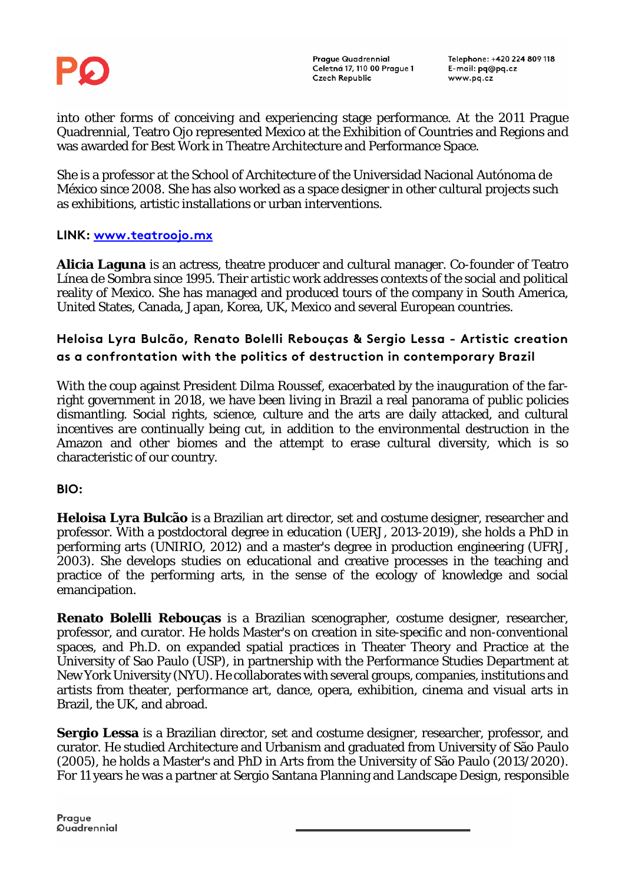into other forms of conceiving and experiencing stage performance. At the 2011 Prague Quadrennial, Teatro Ojo represented Mexico at the Exhibition of Countries and Regions and was awarded for Best Work in Theatre Architecture and Performance Space.

She is a professor at the School of Architecture of the Universidad Nacional Autónoma de México since 2008. She has also worked as a space designer in other cultural projects such as exhibitions, artistic installations or urban interventions.

**LINK: [www.teatroojo.mx](www.teatroojo.mx)**

**Alicia Laguna** is an actress, theatre producer and cultural manager. Co-founder of Teatro Línea de Sombra since 1995. Their artistic work addresses contexts of the social and political reality of Mexico. She has managed and produced tours of the company in South America, United States, Canada, Japan, Korea, UK, Mexico and several European countries.

### Heloisa Lyra Bulcão, Renato Bolelli Rebouças & Sergio Lessa - Artistic creation as a confrontation with the politics of destruction in contemporary Brazil

With the coup against President Dilma Roussef, exacerbated by the inauguration of the far-right government in 2018, we have been living in Brazil a real panorama of public policies dismantling. Social rights, science, culture and the arts are daily attacked, and cultural incentives are continually being cut, in addition to the environmental destruction in the Amazon and other biomes and the attempt to erase cultural diversity, which is so characteristic of our country.

**BIO:**

**Heloisa Lyra Bulcão** is a Brazilian art director, set and costume designer, researcher and professor. With a postdoctoral degree in education (UERJ, 2013-2019), she holds a PhD in performing arts (UNIRIO, 2012) and a master's degree in production engineering (UFRJ, 2003). She develops studies on educational and creative processes in the teaching and practice of the performing arts, in the sense of the ecology of knowledge and social emancipation.

**Renato Bolelli Rebouças** is a Brazilian scenographer, costume designer, researcher, professor, and curator. He holds Master's on creation in site-specific and non-conventional spaces, and Ph.D. on expanded spatial practices in Theater Theory and Practice at the University of Sao Paulo (USP), in partnership with the Performance Studies Department at New York University (NYU). He collaborates with several groups, companies, institutions and artists from theater, performance art, dance, opera, exhibition, cinema and visual arts in Brazil, the UK, and abroad.

**Sergio Lessa** is a Brazilian director, set and costume designer, researcher, professor, and curator. He studied Architecture and Urbanism and graduated from University of São Paulo (2005), he holds a Master's and PhD in Arts from the University of São Paulo (2013/2020). For 11 years he was a partner at Sergio Santana Planning and Landscape Design, responsible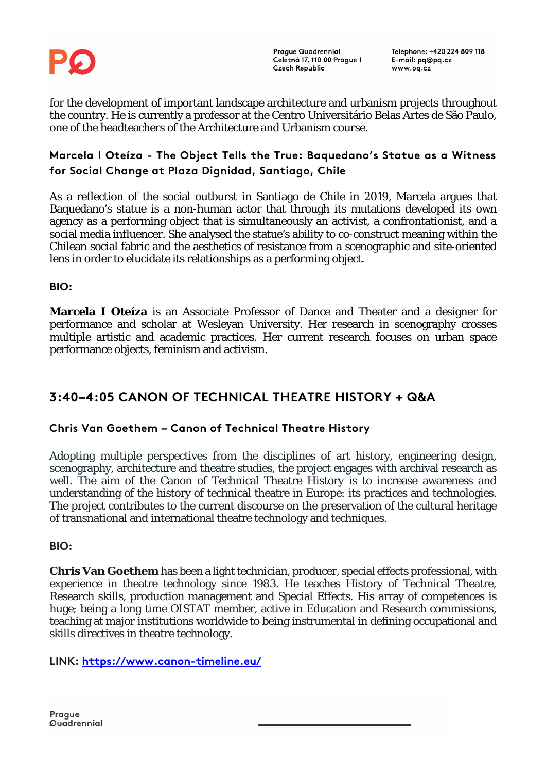for the development of important landscape architecture and urbanism projects throughout the country. He is currently a professor at the Centro Universitário Belas Artes de São Paulo, one of the headteachers of the Architecture and Urbanism course.

### Marcela I Oteíza - The Object Tells the True: Baquedano's Statue as a Witness for Social Change at Plaza Dignidad, Santiago, Chile

As a reflection of the social outburst in Santiago de Chile in 2019, Marcela argues that Baquedano's statue is a non-human actor that through its mutations developed its own agency as a performing object that is simultaneously an activist, a confrontationist, and a social media influencer. She analysed the statue's ability to co-construct meaning within the Chilean social fabric and the aesthetics of resistance from a scenographic and site-oriented lens in order to elucidate its relationships as a performing object.

**BIO:**

**Marcela I Oteíza** is an Associate Professor of Dance and Theater and a designer for performance and scholar at Wesleyan University. Her research in scenography crosses multiple artistic and academic practices. Her current research focuses on urban space performance objects, feminism and activism.

## 3:40–4:05 CANON OF TECHNICAL THEATRE HISTORY + Q&A

### Chris Van Goethem – Canon of Technical Theatre History

Adopting multiple perspectives from the disciplines of art history, engineering design, scenography, architecture and theatre studies, the project engages with archival research as well. The aim of the Canon of Technical Theatre History is to increase awareness and understanding of the history of technical theatre in Europe: its practices and technologies. The project contributes to the current discourse on the preservation of the cultural heritage of transnational and international theatre technology and techniques.

**BIO:**

**Chris Van Goethem** has been a light technician, producer, special effects professional, with experience in theatre technology since 1983. He teaches History of Technical Theatre, Research skills, production management and Special Effects. His array of competences is huge; being a long time OISTAT member, active in Education and Research commissions, teaching at major institutions worldwide to being instrumental in defining occupational and skills directives in theatre technology.

**LINK:** https://www.canon-timeline.eu/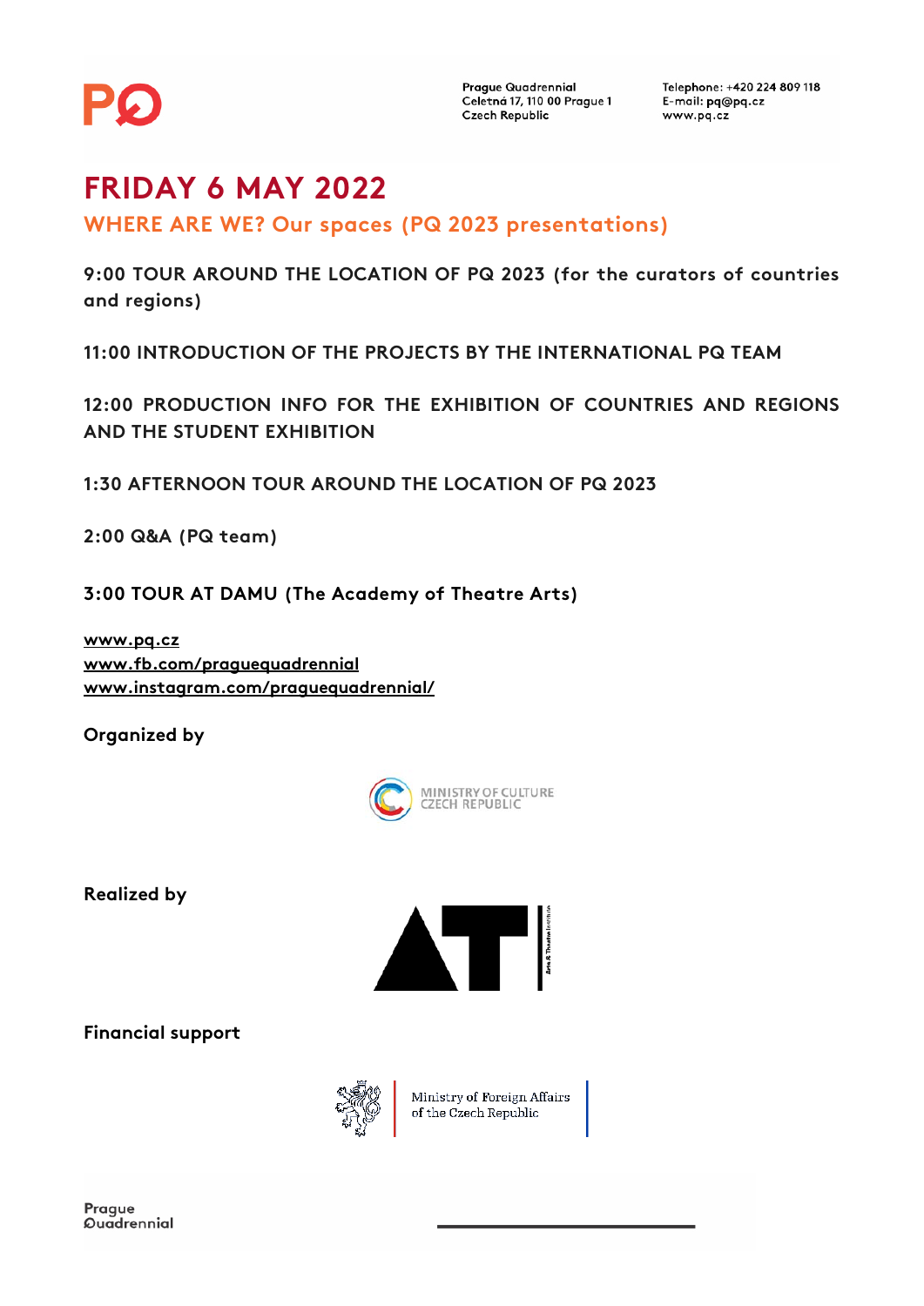# FRIDAY 6 MAY 2022

## WHERE ARE WE? Our spaces (PQ 2023 presentations)

**9:00 TOUR AROUND THE LOCATION OF PQ 2023 (for the curators of countries and regions)**

**11:00 INTRODUCTION OF THE PROJECTS BY THE INTERNATIONAL PQ TEAM**

**12:00 PRODUCTION INFO FOR THE EXHIBITION OF COUNTRIES AND REGIONS AND THE STUDENT EXHIBITION**

**1:30 AFTERNOON TOUR AROUND THE LOCATION OF PQ 2023**

**2:00 Q&A (PQ team)**

**3:00 TOUR AT DAMU (The Academy of Theatre Arts)**

www.pq.cz
www.fb.com/praguequadrennial
www.instagram.com/praguequadrennial/

**Organized by**

MINISTRY OF CULTURE CZECH REPUBLIC

**Realized by**

**Financial support**

Ministry of Foreign Affairs of the Czech Republic